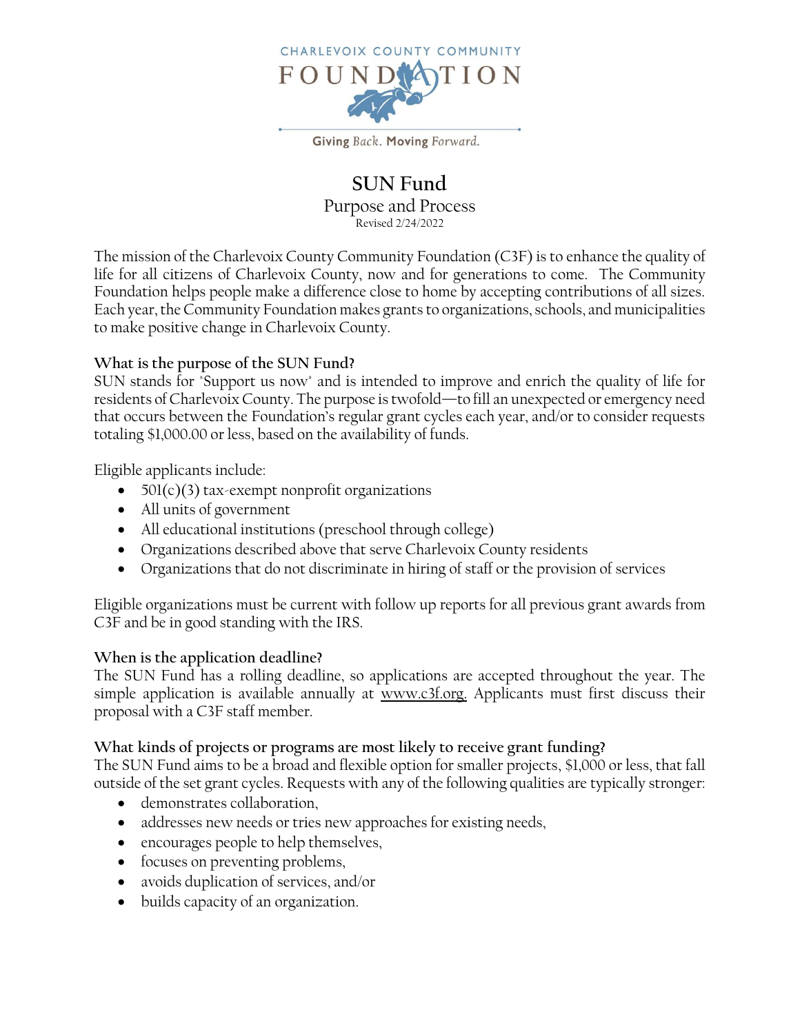CHARLEVOIX COUNTY COMMUNITY

FOUNDATION

Giving Back. Moving Forward.

# SUN Fund

## Purpose and Process

Revised 2/24/2022

The mission of the Charlevoix County Community Foundation (C3F) is to enhance the quality of life for all citizens of Charlevoix County, now and for generations to come. The Community Foundation helps people make a difference close to home by accepting contributions of all sizes. Each year, the Community Foundation makes grants to organizations, schools, and municipalities to make positive change in Charlevoix County.

### What is the purpose of the SUN Fund?

SUN stands for "Support us now" and is intended to improve and enrich the quality of life for residents of Charlevoix County. The purpose is twofold—to fill an unexpected or emergency need that occurs between the Foundation's regular grant cycles each year, and/or to consider requests totaling $1,000.00 or less, based on the availability of funds.

Eligible applicants include:

- 501(c)(3) tax-exempt nonprofit organizations
- All units of government
- All educational institutions (preschool through college)
- Organizations described above that serve Charlevoix County residents
- Organizations that do not discriminate in hiring of staff or the provision of services

Eligible organizations must be current with follow up reports for all previous grant awards from C3F and be in good standing with the IRS.

### When is the application deadline?

The SUN Fund has a rolling deadline, so applications are accepted throughout the year. The simple application is available annually at www.c3f.org. Applicants must first discuss their proposal with a C3F staff member.

### What kinds of projects or programs are most likely to receive grant funding?

The SUN Fund aims to be a broad and flexible option for smaller projects, $1,000 or less, that fall outside of the set grant cycles. Requests with any of the following qualities are typically stronger:

- demonstrates collaboration,
- addresses new needs or tries new approaches for existing needs,
- encourages people to help themselves,
- focuses on preventing problems,
- avoids duplication of services, and/or
- builds capacity of an organization.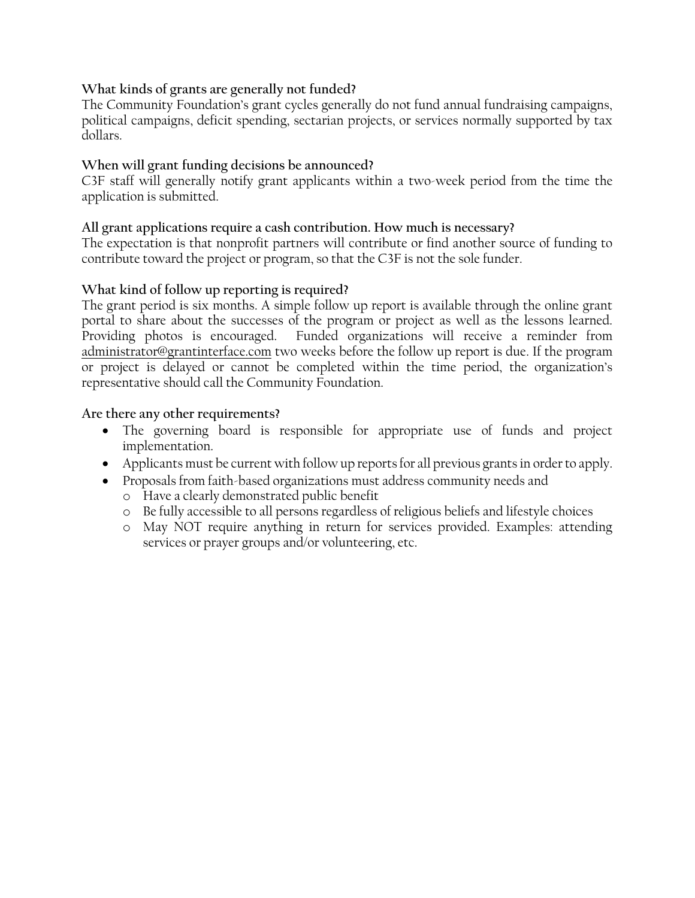**What kinds of grants are generally not funded?**

The Community Foundation's grant cycles generally do not fund annual fundraising campaigns, political campaigns, deficit spending, sectarian projects, or services normally supported by tax dollars.

**When will grant funding decisions be announced?**

C3F staff will generally notify grant applicants within a two-week period from the time the application is submitted.

**All grant applications require a cash contribution. How much is necessary?**

The expectation is that nonprofit partners will contribute or find another source of funding to contribute toward the project or program, so that the C3F is not the sole funder.

**What kind of follow up reporting is required?**

The grant period is six months. A simple follow up report is available through the online grant portal to share about the successes of the program or project as well as the lessons learned. Providing photos is encouraged. Funded organizations will receive a reminder from administrator@grantinterface.com two weeks before the follow up report is due. If the program or project is delayed or cannot be completed within the time period, the organization's representative should call the Community Foundation.

**Are there any other requirements?**

- The governing board is responsible for appropriate use of funds and project implementation.
- Applicants must be current with follow up reports for all previous grants in order to apply.
- Proposals from faith-based organizations must address community needs and
  - Have a clearly demonstrated public benefit
  - Be fully accessible to all persons regardless of religious beliefs and lifestyle choices
  - May NOT require anything in return for services provided. Examples: attending services or prayer groups and/or volunteering, etc.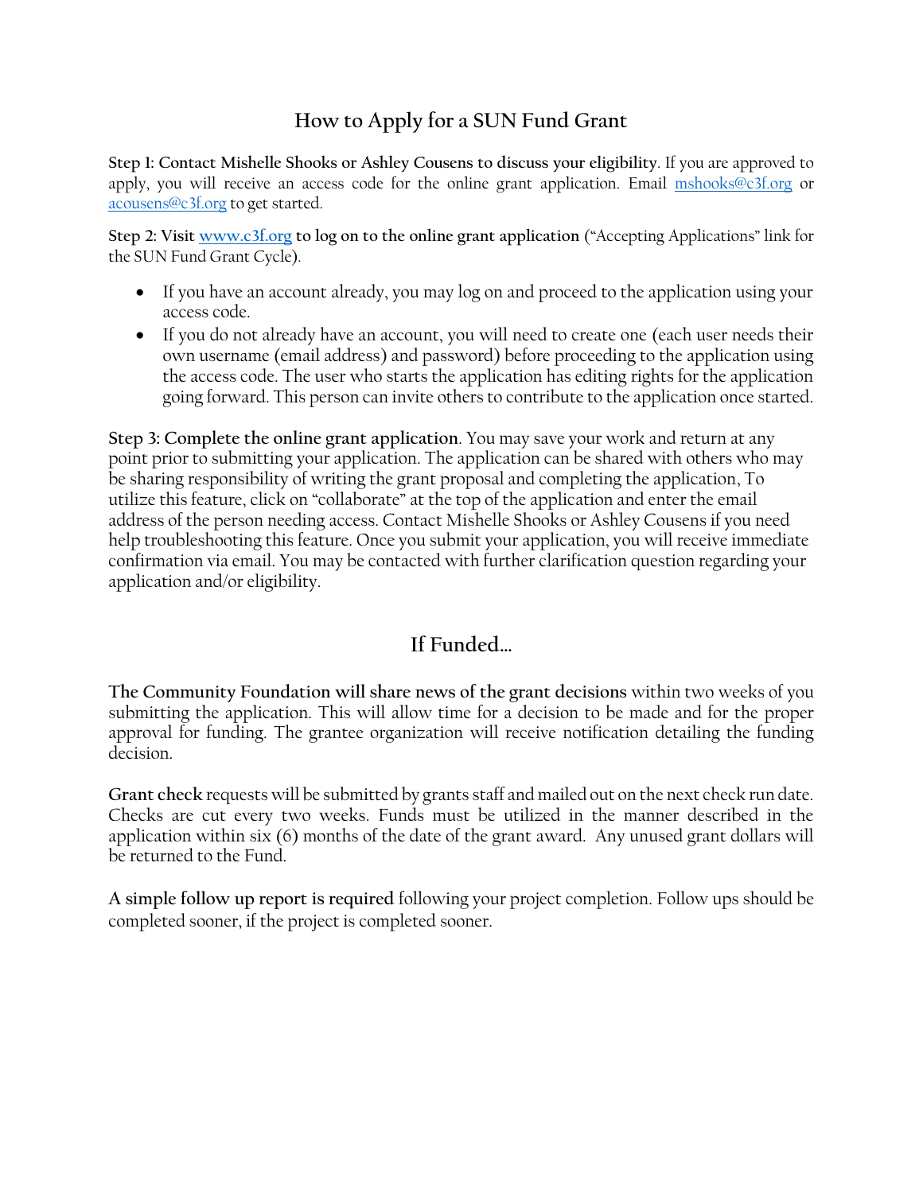## How to Apply for a SUN Fund Grant

**Step 1: Contact Mishelle Shooks or Ashley Cousens to discuss your eligibility**. If you are approved to apply, you will receive an access code for the online grant application. Email mshooks@c3f.org or acousens@c3f.org to get started.

**Step 2: Visit www.c3f.org to log on to the online grant application** ("Accepting Applications" link for the SUN Fund Grant Cycle).

- If you have an account already, you may log on and proceed to the application using your access code.
- If you do not already have an account, you will need to create one (each user needs their own username (email address) and password) before proceeding to the application using the access code. The user who starts the application has editing rights for the application going forward. This person can invite others to contribute to the application once started.

**Step 3: Complete the online grant application**. You may save your work and return at any point prior to submitting your application. The application can be shared with others who may be sharing responsibility of writing the grant proposal and completing the application, To utilize this feature, click on "collaborate" at the top of the application and enter the email address of the person needing access. Contact Mishelle Shooks or Ashley Cousens if you need help troubleshooting this feature. Once you submit your application, you will receive immediate confirmation via email. You may be contacted with further clarification question regarding your application and/or eligibility.

## If Funded…

**The Community Foundation will share news of the grant decisions** within two weeks of you submitting the application. This will allow time for a decision to be made and for the proper approval for funding. The grantee organization will receive notification detailing the funding decision.

**Grant check** requests will be submitted by grants staff and mailed out on the next check run date. Checks are cut every two weeks. Funds must be utilized in the manner described in the application within six (6) months of the date of the grant award. Any unused grant dollars will be returned to the Fund.

**A simple follow up report is required** following your project completion. Follow ups should be completed sooner, if the project is completed sooner.